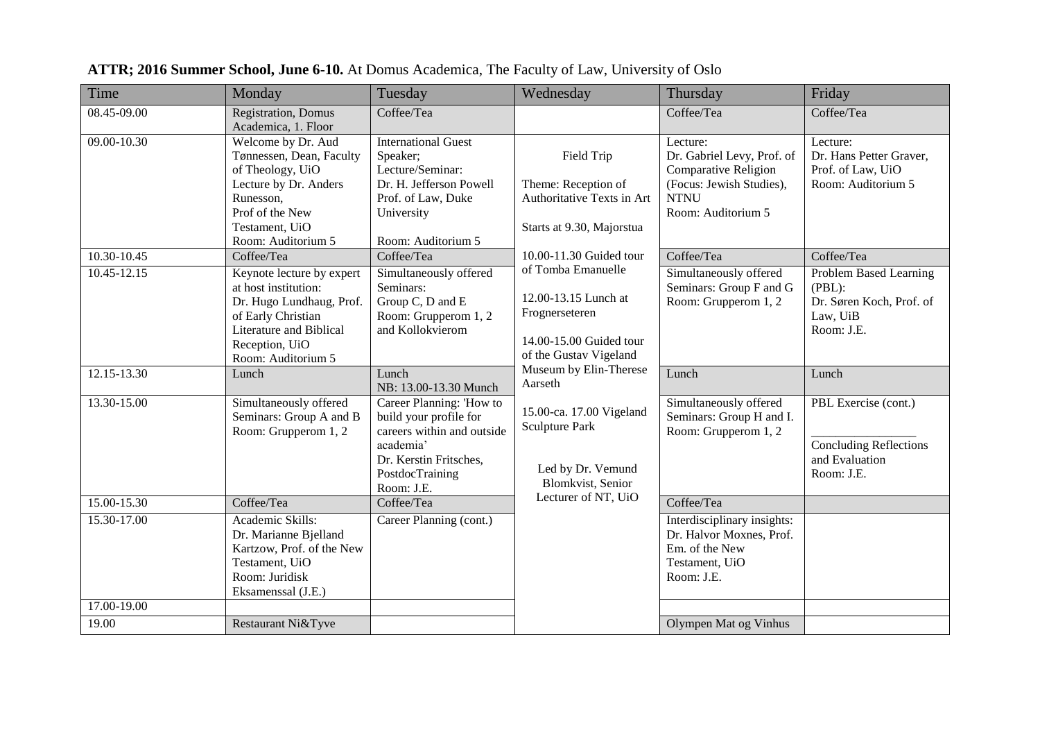**ATTR; 2016 Summer School, June 6-10.** At Domus Academica, The Faculty of Law, University of Oslo

| Time | Monday | Tuesday | Wednesday | Thursday | Friday |
|---|---|---|---|---|---|
| 08.45-09.00 | Registration, Domus Academica, 1. Floor | Coffee/Tea | | Coffee/Tea | Coffee/Tea |
| 09.00-10.30 | Welcome by Dr. Aud Tønnessen, Dean, Faculty of Theology, UiO<br>Lecture by Dr. Anders Runesson, Prof of the New Testament, UiO<br>Room: Auditorium 5 | International Guest Speaker; Lecture/Seminar: Dr. H. Jefferson Powell Prof. of Law, Duke University<br>Room: Auditorium 5 | Field Trip<br>Theme: Reception of Authoritative Texts in Art<br>Starts at 9.30, Majorstua | Lecture: Dr. Gabriel Levy, Prof. of Comparative Religion (Focus: Jewish Studies), NTNU<br>Room: Auditorium 5 | Lecture: Dr. Hans Petter Graver, Prof. of Law, UiO<br>Room: Auditorium 5 |
| 10.30-10.45 | Coffee/Tea | Coffee/Tea | 10.00-11.30 Guided tour of Tomba Emanuelle<br>12.00-13.15 Lunch at Frognerseteren<br>14.00-15.00 Guided tour of the Gustav Vigeland Museum by Elin-Therese Aarseth<br>15.00-ca. 17.00 Vigeland Sculpture Park<br>Led by Dr. Vemund Blomkvist, Senior Lecturer of NT, UiO | Coffee/Tea | Coffee/Tea |
| 10.45-12.15 | Keynote lecture by expert at host institution: Dr. Hugo Lundhaug, Prof. of Early Christian Literature and Biblical Reception, UiO<br>Room: Auditorium 5 | Simultaneously offered Seminars: Group C, D and E<br>Room: Grupperom 1, 2 and Kollokvierom | | Simultaneously offered Seminars: Group F and G<br>Room: Grupperom 1, 2 | Problem Based Learning (PBL): Dr. Søren Koch, Prof. of Law, UiB<br>Room: J.E. |
| 12.15-13.30 | Lunch | Lunch<br>NB: 13.00-13.30 Munch | | Lunch | Lunch |
| 13.30-15.00 | Simultaneously offered Seminars: Group A and B<br>Room: Grupperom 1, 2 | Career Planning: 'How to build your profile for careers within and outside academia'<br>Dr. Kerstin Fritsches, PostdocTraining<br>Room: J.E. | | Simultaneously offered Seminars: Group H and I.<br>Room: Grupperom 1, 2 | PBL Exercise (cont.)<br>________________<br>Concluding Reflections and Evaluation<br>Room: J.E. |
| 15.00-15.30 | Coffee/Tea | Coffee/Tea | | Coffee/Tea | |
| 15.30-17.00 | Academic Skills: Dr. Marianne Bjelland Kartzow, Prof. of the New Testament, UiO<br>Room: Juridisk Eksamenssal (J.E.) | Career Planning (cont.) | | Interdisciplinary insights: Dr. Halvor Moxnes, Prof. Em. of the New Testament, UiO<br>Room: J.E. | |
| 17.00-19.00 | | | | | |
| 19.00 | Restaurant Ni&Tyve | | | Olympen Mat og Vinhus | |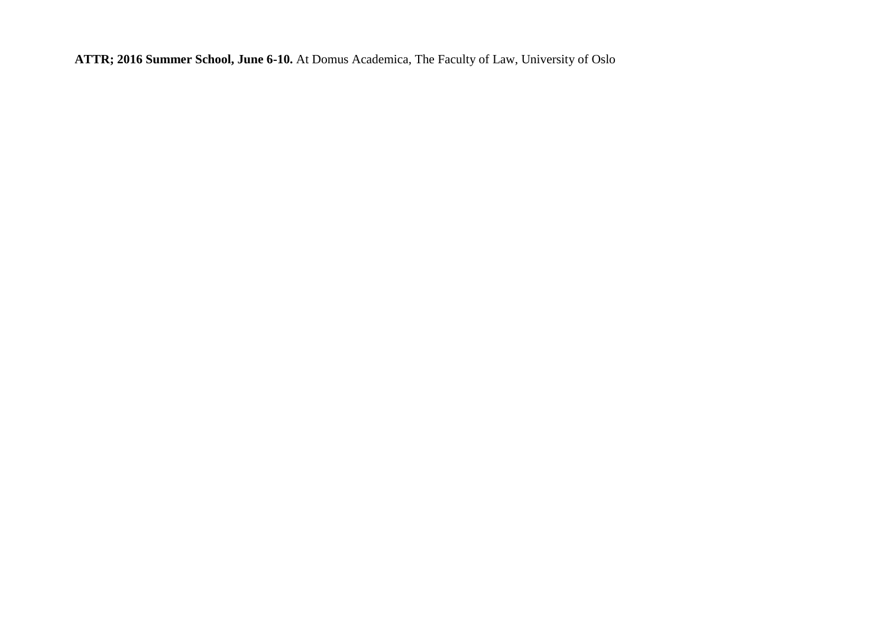**ATTR; 2016 Summer School, June 6-10.** At Domus Academica, The Faculty of Law, University of Oslo